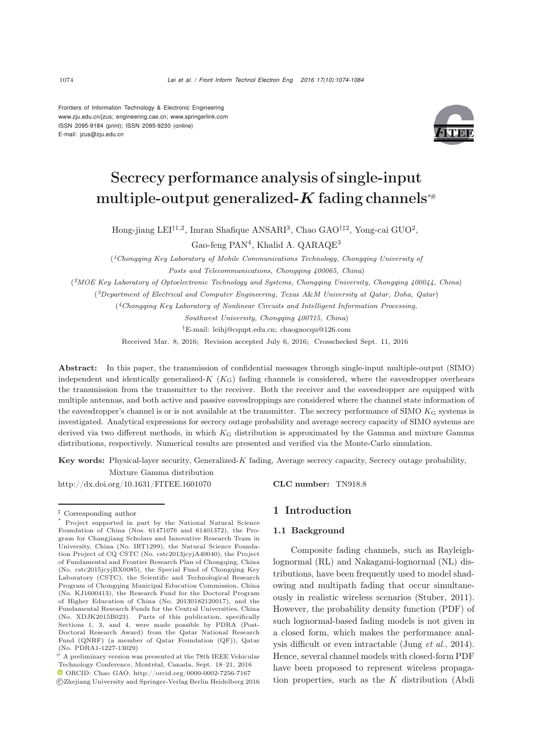Frontiers of Information Technology & Electronic Engineering
www.zju.edu.cn/jzus; engineering.cae.cn; www.springerlink.com
ISSN 2095-9184 (print); ISSN 2095-9230 (online)
E-mail: jzus@zju.edu.cn

# Secrecy performance analysis of single-input multiple-output generalized-$K$ fading channels*#

Hong-jiang LEI†1,2, Imran Shafique ANSARI[3], Chao GAO‡†2, Yong-cai GUO[2], Gao-feng PAN[4], Khalid A. QARAQE[3]

([1]*Chongqing Key Laboratory of Mobile Communications Technology, Chongqing University of Posts and Telecommunications, Chongqing 400065, China*)

([2]*MOE Key Laboratory of Optoelectronic Technology and Systems, Chongqing University, Chongqing 400044, China*)

([3]*Department of Electrical and Computer Engineering, Texas A&M University at Qatar, Doha, Qatar*)

([4]*Chongqing Key Laboratory of Nonlinear Circuits and Intelligent Information Processing, Southwest University, Chongqing 400715, China*)

†E-mail: leihj@cqupt.edu.cn; chaogaocqu@126.com

Received Mar. 8, 2016; Revision accepted July 6, 2016; Crosschecked Sept. 11, 2016

**Abstract:** In this paper, the transmission of confidential messages through single-input multiple-output (SIMO) independent and identically generalized-$K$ ($K_{\mathrm{G}}$) fading channels is considered, where the eavesdropper overhears the transmission from the transmitter to the receiver. Both the receiver and the eavesdropper are equipped with multiple antennas, and both active and passive eavesdroppings are considered where the channel state information of the eavesdropper's channel is or is not available at the transmitter. The secrecy performance of SIMO $K_{\mathrm{G}}$ systems is investigated. Analytical expressions for secrecy outage probability and average secrecy capacity of SIMO systems are derived via two different methods, in which $K_{\mathrm{G}}$ distribution is approximated by the Gamma and mixture Gamma distributions, respectively. Numerical results are presented and verified via the Monte-Carlo simulation.

**Key words:** Physical-layer security, Generalized-$K$ fading, Average secrecy capacity, Secrecy outage probability, Mixture Gamma distribution

http://dx.doi.org/10.1631/FITEE.1601070 **CLC number:** TN918.8

‡ Corresponding author

\* Project supported in part by the National Natural Science Foundation of China (Nos. 61471076 and 61401372), the Program for Changjiang Scholars and Innovative Research Team in University, China (No. IRT1299), the Natural Science Foundation Project of CQ CSTC (No. cstc2013jcyjA40040), the Project of Fundamental and Frontier Research Plan of Chongqing, China (No. cstc2015jcyjBX0085), the Special Fund of Chongqing Key Laboratory (CSTC), the Scientific and Technological Research Program of Chongqing Municipal Education Commission, China (No. KJ1600413), the Research Fund for the Doctoral Program of Higher Education of China (No. 20130182120017), and the Fundamental Research Funds for the Central Universities, China (No. XDJK2015B023). Parts of this publication, specifically Sections 1, 3, and 4, were made possible by PDRA (Post-Doctoral Research Award) from the Qatar National Research Fund (QNRF) (a member of Qatar Foundation (QF)), Qatar (No. PDRA1-1227-13029)

\# A preliminary version was presented at the 78th IEEE Vehicular Technology Conference, Montréal, Canada, Sept. 18–21, 2016

ORCID: Chao GAO, http://orcid.org/0000-0002-7256-7167

©Zhejiang University and Springer-Verlag Berlin Heidelberg 2016

## 1 Introduction

### 1.1 Background

Composite fading channels, such as Rayleigh-lognormal (RL) and Nakagami-lognormal (NL) distributions, have been frequently used to model shadowing and multipath fading that occur simultaneously in realistic wireless scenarios (Stuber, 2011). However, the probability density function (PDF) of such lognormal-based fading models is not given in a closed form, which makes the performance analysis difficult or even intractable (Jung *et al.*, 2014). Hence, several channel models with closed-form PDF have been proposed to represent wireless propagation properties, such as the $K$ distribution (Abdi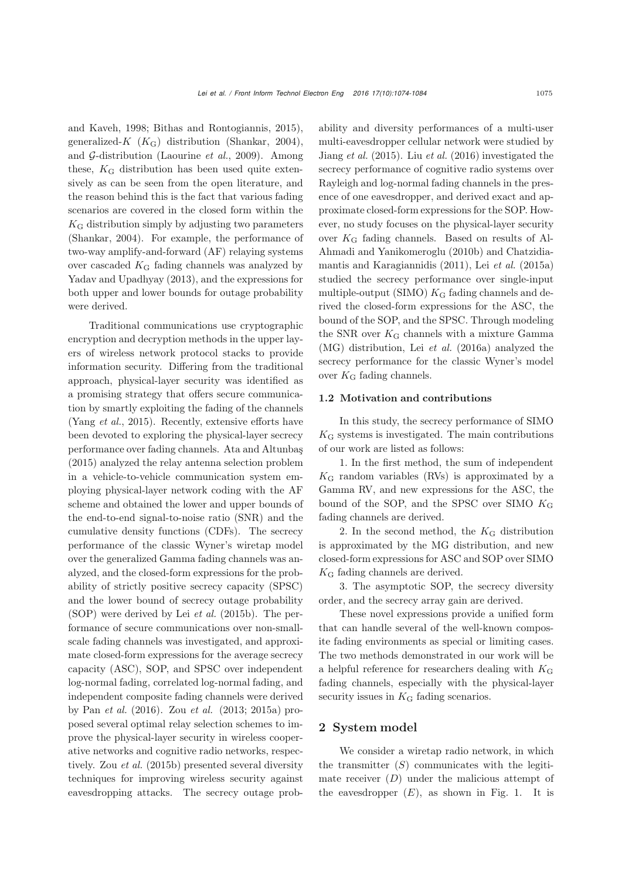and Kaveh, 1998; Bithas and Rontogiannis, 2015), generalized-$K$ ($K_{\rm G}$) distribution (Shankar, 2004), and $\mathcal{G}$-distribution (Laourine *et al.*, 2009). Among these, $K_{\rm G}$ distribution has been used quite extensively as can be seen from the open literature, and the reason behind this is the fact that various fading scenarios are covered in the closed form within the $K_{\rm G}$ distribution simply by adjusting two parameters (Shankar, 2004). For example, the performance of two-way amplify-and-forward (AF) relaying systems over cascaded $K_{\rm G}$ fading channels was analyzed by Yadav and Upadhyay (2013), and the expressions for both upper and lower bounds for outage probability were derived.

Traditional communications use cryptographic encryption and decryption methods in the upper layers of wireless network protocol stacks to provide information security. Differing from the traditional approach, physical-layer security was identified as a promising strategy that offers secure communication by smartly exploiting the fading of the channels (Yang *et al.*, 2015). Recently, extensive efforts have been devoted to exploring the physical-layer secrecy performance over fading channels. Ata and Altunbaş (2015) analyzed the relay antenna selection problem in a vehicle-to-vehicle communication system employing physical-layer network coding with the AF scheme and obtained the lower and upper bounds of the end-to-end signal-to-noise ratio (SNR) and the cumulative density functions (CDFs). The secrecy performance of the classic Wyner's wiretap model over the generalized Gamma fading channels was analyzed, and the closed-form expressions for the probability of strictly positive secrecy capacity (SPSC) and the lower bound of secrecy outage probability (SOP) were derived by Lei *et al.* (2015b). The performance of secure communications over non-small-scale fading channels was investigated, and approximate closed-form expressions for the average secrecy capacity (ASC), SOP, and SPSC over independent log-normal fading, correlated log-normal fading, and independent composite fading channels were derived by Pan *et al.* (2016). Zou *et al.* (2013; 2015a) proposed several optimal relay selection schemes to improve the physical-layer security in wireless cooperative networks and cognitive radio networks, respectively. Zou *et al.* (2015b) presented several diversity techniques for improving wireless security against eavesdropping attacks. The secrecy outage probability and diversity performances of a multi-user multi-eavesdropper cellular network were studied by Jiang *et al.* (2015). Liu *et al.* (2016) investigated the secrecy performance of cognitive radio systems over Rayleigh and log-normal fading channels in the presence of one eavesdropper, and derived exact and approximate closed-form expressions for the SOP. However, no study focuses on the physical-layer security over $K_{\rm G}$ fading channels. Based on results of Al-Ahmadi and Yanikomeroglu (2010b) and Chatzidiamantis and Karagiannidis (2011), Lei *et al.* (2015a) studied the secrecy performance over single-input multiple-output (SIMO) $K_{\rm G}$ fading channels and derived the closed-form expressions for the ASC, the bound of the SOP, and the SPSC. Through modeling the SNR over $K_{\rm G}$ channels with a mixture Gamma (MG) distribution, Lei *et al.* (2016a) analyzed the secrecy performance for the classic Wyner's model over $K_{\rm G}$ fading channels.

### 1.2 Motivation and contributions

In this study, the secrecy performance of SIMO $K_{\rm G}$ systems is investigated. The main contributions of our work are listed as follows:

1. In the first method, the sum of independent $K_{\rm G}$ random variables (RVs) is approximated by a Gamma RV, and new expressions for the ASC, the bound of the SOP, and the SPSC over SIMO $K_{\rm G}$ fading channels are derived.

2. In the second method, the $K_{\rm G}$ distribution is approximated by the MG distribution, and new closed-form expressions for ASC and SOP over SIMO $K_{\rm G}$ fading channels are derived.

3. The asymptotic SOP, the secrecy diversity order, and the secrecy array gain are derived.

These novel expressions provide a unified form that can handle several of the well-known composite fading environments as special or limiting cases. The two methods demonstrated in our work will be a helpful reference for researchers dealing with $K_{\rm G}$ fading channels, especially with the physical-layer security issues in $K_{\rm G}$ fading scenarios.

## 2 System model

We consider a wiretap radio network, in which the transmitter ($S$) communicates with the legitimate receiver ($D$) under the malicious attempt of the eavesdropper ($E$), as shown in Fig. 1. It is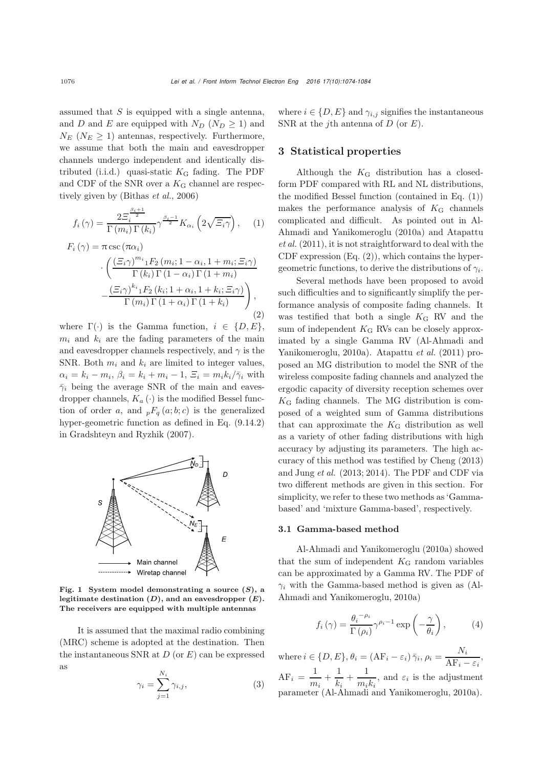assumed that $S$ is equipped with a single antenna, and $D$ and $E$ are equipped with $N_D$ ($N_D \geq 1$) and $N_E$ ($N_E \geq 1$) antennas, respectively. Furthermore, we assume that both the main and eavesdropper channels undergo independent and identically distributed (i.i.d.) quasi-static $K_{\mathrm{G}}$ fading. The PDF and CDF of the SNR over a $K_{\mathrm{G}}$ channel are respectively given by (Bithas *et al.*, 2006)

$$f_i(\gamma) = \frac{2\Xi_i^{\frac{\beta_i+1}{2}}}{\Gamma(m_i)\Gamma(k_i)}\gamma^{\frac{\beta_i-1}{2}}K_{\alpha_i}\left(2\sqrt{\Xi_i\gamma}\right), \quad (1)$$

$$\begin{aligned} F_i(\gamma) = \pi\csc(\pi\alpha_i) & \\ \cdot \Bigg( & \frac{(\Xi_i\gamma)^{m_i}{}_1F_2(m_i;1-\alpha_i,1+m_i;\Xi_i\gamma)}{\Gamma(k_i)\Gamma(1-\alpha_i)\Gamma(1+m_i)} \\ & - \frac{(\Xi_i\gamma)^{k_i}{}_1F_2(k_i;1+\alpha_i,1+k_i;\Xi_i\gamma)}{\Gamma(m_i)\Gamma(1+\alpha_i)\Gamma(1+k_i)}\Bigg), \end{aligned} \quad (2)$$

where $\Gamma(\cdot)$ is the Gamma function, $i \in \{D,E\}$, $m_i$ and $k_i$ are the fading parameters of the main and eavesdropper channels respectively, and $\gamma$ is the SNR. Both $m_i$ and $k_i$ are limited to integer values, $\alpha_i = k_i - m_i$, $\beta_i = k_i + m_i - 1$, $\Xi_i = m_i k_i/\bar{\gamma}_i$ with $\bar{\gamma}_i$ being the average SNR of the main and eavesdropper channels, $K_a(\cdot)$ is the modified Bessel function of order $a$, and ${}_pF_q(a;b;c)$ is the generalized hyper-geometric function as defined in Eq. (9.14.2) in Gradshteyn and Ryzhik (2007).

**Fig. 1 System model demonstrating a source ($S$), a legitimate destination ($D$), and an eavesdropper ($E$). The receivers are equipped with multiple antennas**

It is assumed that the maximal radio combining (MRC) scheme is adopted at the destination. Then the instantaneous SNR at $D$ (or $E$) can be expressed as

$$\gamma_i = \sum_{j=1}^{N_i}\gamma_{i,j}, \quad (3)$$

where $i \in \{D,E\}$ and $\gamma_{i,j}$ signifies the instantaneous SNR at the $j$th antenna of $D$ (or $E$).

## 3 Statistical properties

Although the $K_{\mathrm{G}}$ distribution has a closed-form PDF compared with RL and NL distributions, the modified Bessel function (contained in Eq. (1)) makes the performance analysis of $K_{\mathrm{G}}$ channels complicated and difficult. As pointed out in Al-Ahmadi and Yanikomeroglu (2010a) and Atapattu *et al.* (2011), it is not straightforward to deal with the CDF expression (Eq. (2)), which contains the hypergeometric functions, to derive the distributions of $\gamma_i$.

Several methods have been proposed to avoid such difficulties and to significantly simplify the performance analysis of composite fading channels. It was testified that both a single $K_{\mathrm{G}}$ RV and the sum of independent $K_{\mathrm{G}}$ RVs can be closely approximated by a single Gamma RV (Al-Ahmadi and Yanikomeroglu, 2010a). Atapattu *et al.* (2011) proposed an MG distribution to model the SNR of the wireless composite fading channels and analyzed the ergodic capacity of diversity reception schemes over $K_{\mathrm{G}}$ fading channels. The MG distribution is composed of a weighted sum of Gamma distributions that can approximate the $K_{\mathrm{G}}$ distribution as well as a variety of other fading distributions with high accuracy by adjusting its parameters. The high accuracy of this method was testified by Cheng (2013) and Jung *et al.* (2013; 2014). The PDF and CDF via two different methods are given in this section. For simplicity, we refer to these two methods as 'Gamma-based' and 'mixture Gamma-based', respectively.

### 3.1 Gamma-based method

Al-Ahmadi and Yanikomeroglu (2010a) showed that the sum of independent $K_{\mathrm{G}}$ random variables can be approximated by a Gamma RV. The PDF of $\gamma_i$ with the Gamma-based method is given as (Al-Ahmadi and Yanikomeroglu, 2010a)

$$f_i(\gamma) = \frac{{\theta_i}^{-\rho_i}}{\Gamma(\rho_i)}\gamma^{\rho_i-1}\exp\left(-\frac{\gamma}{\theta_i}\right), \quad (4)$$

where $i \in \{D,E\}$, $\theta_i = (\mathrm{AF}_i - \varepsilon_i)\bar{\gamma}_i$, $\rho_i = \dfrac{N_i}{\mathrm{AF}_i - \varepsilon_i}$, $\mathrm{AF}_i = \dfrac{1}{m_i} + \dfrac{1}{k_i} + \dfrac{1}{m_i k_i}$, and $\varepsilon_i$ is the adjustment parameter (Al-Ahmadi and Yanikomeroglu, 2010a).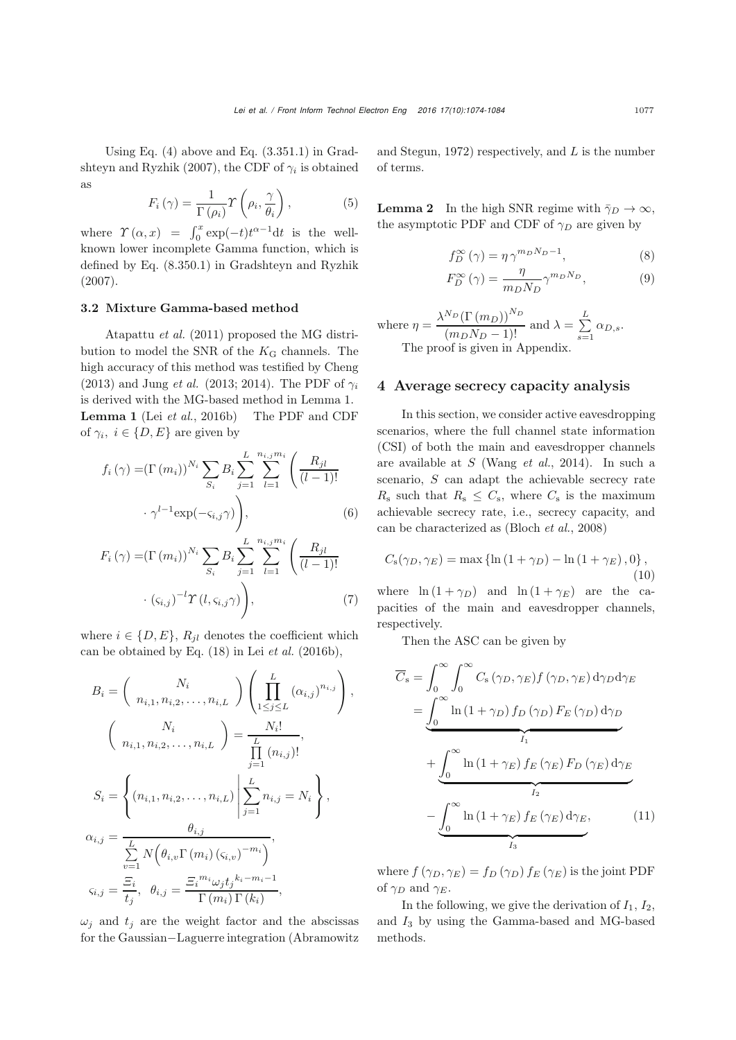Using Eq. (4) above and Eq. (3.351.1) in Gradshteyn and Ryzhik (2007), the CDF of $\gamma_i$ is obtained as

$$F_i(\gamma) = \frac{1}{\Gamma(\rho_i)} \Upsilon\left(\rho_i, \frac{\gamma}{\theta_i}\right), \tag{5}$$

where $\Upsilon(\alpha, x) = \int_0^x \exp(-t) t^{\alpha-1} \mathrm{d}t$ is the well-known lower incomplete Gamma function, which is defined by Eq. (8.350.1) in Gradshteyn and Ryzhik (2007).

### 3.2 Mixture Gamma-based method

Atapattu *et al.* (2011) proposed the MG distribution to model the SNR of the $K_{\mathrm{G}}$ channels. The high accuracy of this method was testified by Cheng (2013) and Jung *et al.* (2013; 2014). The PDF of $\gamma_i$ is derived with the MG-based method in Lemma 1.

**Lemma 1** (Lei *et al.*, 2016b) The PDF and CDF of $\gamma_i$, $i \in \{D, E\}$ are given by

$$\begin{aligned} f_i(\gamma) = &(\Gamma(m_i))^{N_i} \sum_{S_i} B_i \sum_{j=1}^{L} \sum_{l=1}^{n_{i,j} m_i} \Bigg( \frac{R_{jl}}{(l-1)!} \\ &\cdot \gamma^{l-1} \exp(-\varsigma_{i,j}\gamma) \Bigg), \end{aligned} \tag{6}$$

$$\begin{aligned} F_i(\gamma) = &(\Gamma(m_i))^{N_i} \sum_{S_i} B_i \sum_{j=1}^{L} \sum_{l=1}^{n_{i,j} m_i} \Bigg( \frac{R_{jl}}{(l-1)!} \\ &\cdot (\varsigma_{i,j})^{-l} \Upsilon(l, \varsigma_{i,j}\gamma) \Bigg), \end{aligned} \tag{7}$$

where $i \in \{D, E\}$, $R_{jl}$ denotes the coefficient which can be obtained by Eq. (18) in Lei *et al.* (2016b),

$$B_i = \left( \begin{array}{c} N_i \\ n_{i,1}, n_{i,2}, \ldots, n_{i,L} \end{array} \right) \left( \prod_{1 \le j \le L}^{L} (\alpha_{i,j})^{n_{i,j}} \right),$$

$$\left( \begin{array}{c} N_i \\ n_{i,1}, n_{i,2}, \ldots, n_{i,L} \end{array} \right) = \frac{N_i!}{\prod\limits_{j=1}^{L} (n_{i,j})!},$$

$$S_i = \left\{ (n_{i,1}, n_{i,2}, \ldots, n_{i,L}) \,\middle|\, \sum_{j=1}^{L} n_{i,j} = N_i \right\},$$

$$\alpha_{i,j} = \frac{\theta_{i,j}}{\sum\limits_{v=1}^{L} N\Big(\theta_{i,v} \Gamma(m_i) (\varsigma_{i,v})^{-m_i}\Big)},$$

$$\varsigma_{i,j} = \frac{\Xi_i}{t_j}, \quad \theta_{i,j} = \frac{{\Xi_i}^{m_i} \omega_j {t_j}^{k_i - m_i - 1}}{\Gamma(m_i) \Gamma(k_i)},$$

$\omega_j$ and $t_j$ are the weight factor and the abscissas for the Gaussian−Laguerre integration (Abramowitz and Stegun, 1972) respectively, and $L$ is the number of terms.

**Lemma 2** In the high SNR regime with $\bar{\gamma}_D \to \infty$, the asymptotic PDF and CDF of $\gamma_D$ are given by

$$f_D^{\infty}(\gamma) = \eta \gamma^{m_D N_D - 1}, \tag{8}$$

$$F_D^{\infty}(\gamma) = \frac{\eta}{m_D N_D} \gamma^{m_D N_D}, \tag{9}$$

where $\eta = \dfrac{\lambda^{N_D} (\Gamma(m_D))^{N_D}}{(m_D N_D - 1)!}$ and $\lambda = \sum\limits_{s=1}^{L} \alpha_{D,s}$.

The proof is given in Appendix.

## 4 Average secrecy capacity analysis

In this section, we consider active eavesdropping scenarios, where the full channel state information (CSI) of both the main and eavesdropper channels are available at $S$ (Wang *et al.*, 2014). In such a scenario, $S$ can adapt the achievable secrecy rate $R_{\mathrm{s}}$ such that $R_{\mathrm{s}} \le C_{\mathrm{s}}$, where $C_{\mathrm{s}}$ is the maximum achievable secrecy rate, i.e., secrecy capacity, and can be characterized as (Bloch *et al.*, 2008)

$$C_{\mathrm{s}}(\gamma_D, \gamma_E) = \max\left\{ \ln(1 + \gamma_D) - \ln(1 + \gamma_E), 0 \right\}, \tag{10}$$

where $\ln(1 + \gamma_D)$ and $\ln(1 + \gamma_E)$ are the capacities of the main and eavesdropper channels, respectively.

Then the ASC can be given by

$$\begin{aligned} \overline{C}_{\mathrm{s}} &= \int_0^{\infty} \int_0^{\infty} C_{\mathrm{s}}(\gamma_D, \gamma_E) f(\gamma_D, \gamma_E) \, \mathrm{d}\gamma_D \mathrm{d}\gamma_E \\ &= \underbrace{\int_0^{\infty} \ln(1 + \gamma_D) f_D(\gamma_D) F_E(\gamma_D) \, \mathrm{d}\gamma_D}_{I_1} \\ &\quad + \underbrace{\int_0^{\infty} \ln(1 + \gamma_E) f_E(\gamma_E) F_D(\gamma_E) \, \mathrm{d}\gamma_E}_{I_2} \\ &\quad - \underbrace{\int_0^{\infty} \ln(1 + \gamma_E) f_E(\gamma_E) \, \mathrm{d}\gamma_E}_{I_3}, \end{aligned} \tag{11}$$

where $f(\gamma_D, \gamma_E) = f_D(\gamma_D) f_E(\gamma_E)$ is the joint PDF of $\gamma_D$ and $\gamma_E$.

In the following, we give the derivation of $I_1$, $I_2$, and $I_3$ by using the Gamma-based and MG-based methods.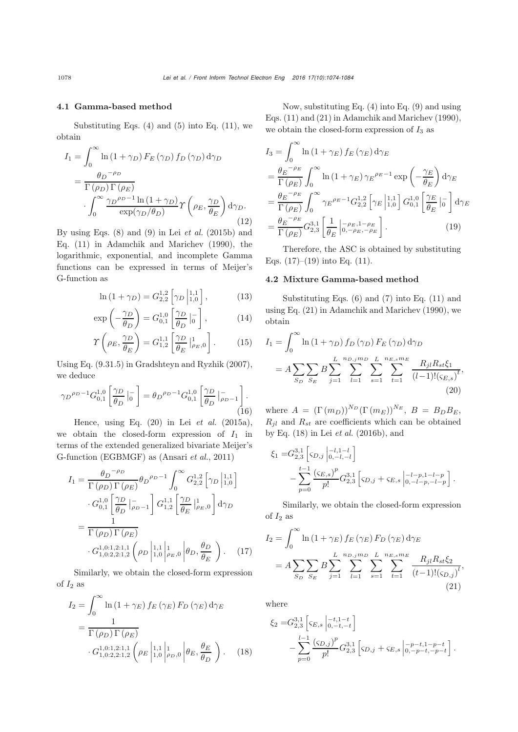### 4.1 Gamma-based method

Substituting Eqs. (4) and (5) into Eq. (11), we obtain

$$
\begin{aligned}
I_1 &= \int_0^\infty \ln(1+\gamma_D) F_E(\gamma_D) f_D(\gamma_D) \mathrm{d}\gamma_D \\
&= \frac{{\theta_D}^{-\rho_D}}{\Gamma(\rho_D)\Gamma(\rho_E)} \\
&\quad \cdot \int_0^\infty \frac{{\gamma_D}^{\rho_D-1}\ln(1+\gamma_D)}{\exp(\gamma_D/\theta_D)} \Upsilon\left(\rho_E, \frac{\gamma_D}{\theta_E}\right) \mathrm{d}\gamma_D.
\end{aligned} \tag{12}
$$

By using Eqs. (8) and (9) in Lei *et al.* (2015b) and Eq. (11) in Adamchik and Marichev (1990), the logarithmic, exponential, and incomplete Gamma functions can be expressed in terms of Meijer's G-function as

$$
\ln(1+\gamma_D) = G_{2,2}^{1,2}\left[\gamma_D \left|_{1,0}^{1,1}\right.\right], \tag{13}
$$

$$
\exp\left(-\frac{\gamma_D}{\theta_D}\right) = G_{0,1}^{1,0}\left[\frac{\gamma_D}{\theta_D} \left|_{0}^{-}\right.\right], \tag{14}
$$

$$
\Upsilon\left(\rho_E, \frac{\gamma_D}{\theta_E}\right) = G_{1,2}^{1,1}\left[\frac{\gamma_D}{\theta_E} \left|_{\rho_E,0}^{1}\right.\right]. \tag{15}
$$

Using Eq. (9.31.5) in Gradshteyn and Ryzhik (2007), we deduce

$$
{\gamma_D}^{\rho_D-1} G_{0,1}^{1,0}\left[\frac{\gamma_D}{\theta_D} \left|_{0}^{-}\right.\right] = {\theta_D}^{\rho_D-1} G_{0,1}^{1,0}\left[\frac{\gamma_D}{\theta_D} \left|_{\rho_D-1}^{-}\right.\right]. \tag{16}
$$

Hence, using Eq. (20) in Lei *et al.* (2015a), we obtain the closed-form expression of $I_1$ in terms of the extended generalized bivariate Meijer's G-function (EGBMGF) as (Ansari *et al.*, 2011)

$$
\begin{aligned}
I_1 &= \frac{{\theta_D}^{-\rho_D}}{\Gamma(\rho_D)\Gamma(\rho_E)} {\theta_D}^{\rho_D-1} \int_0^\infty G_{2,2}^{1,2}\left[\gamma_D \left|_{1,0}^{1,1}\right.\right] \\
&\quad \cdot G_{0,1}^{1,0}\left[\frac{\gamma_D}{\theta_D} \left|_{\rho_D-1}^{-}\right.\right] G_{1,2}^{1,1}\left[\frac{\gamma_D}{\theta_E} \left|_{\rho_E,0}^{1}\right.\right] \mathrm{d}\gamma_D \\
&= \frac{1}{\Gamma(\rho_D)\Gamma(\rho_E)} \\
&\quad \cdot G_{1,0:2,2:1,2}^{1,0:1,2:1,1}\left(\rho_D \left|_{1,0}^{1,1}\right| _{\rho_E,0}^{1} \left| \theta_D, \frac{\theta_D}{\theta_E}\right.\right).
\end{aligned} \tag{17}
$$

Similarly, we obtain the closed-form expression of $I_2$ as

$$
\begin{aligned}
I_2 &= \int_0^\infty \ln(1+\gamma_E) f_E(\gamma_E) F_D(\gamma_E) \mathrm{d}\gamma_E \\
&= \frac{1}{\Gamma(\rho_D)\Gamma(\rho_E)} \\
&\quad \cdot G_{1,0:2,2:1,2}^{1,0:1,2:1,1}\left(\rho_E \left|_{1,0}^{1,1}\right| _{\rho_D,0}^{1} \left| \theta_E, \frac{\theta_E}{\theta_D}\right.\right).
\end{aligned} \tag{18}
$$

Now, substituting Eq. (4) into Eq. (9) and using Eqs. (11) and (21) in Adamchik and Marichev (1990), we obtain the closed-form expression of $I_3$ as

$$
\begin{aligned}
I_3 &= \int_0^\infty \ln(1+\gamma_E) f_E(\gamma_E) \mathrm{d}\gamma_E \\
&= \frac{{\theta_E}^{-\rho_E}}{\Gamma(\rho_E)} \int_0^\infty \ln(1+\gamma_E) {\gamma_E}^{\rho_E-1} \exp\left(-\frac{\gamma_E}{\theta_E}\right) \mathrm{d}\gamma_E \\
&= \frac{{\theta_E}^{-\rho_E}}{\Gamma(\rho_E)} \int_0^\infty {\gamma_E}^{\rho_E-1} G_{2,2}^{1,2}\left[\gamma_E \left|_{1,0}^{1,1}\right.\right] G_{0,1}^{1,0}\left[\frac{\gamma_E}{\theta_E} \left|_{0}^{-}\right.\right] \mathrm{d}\gamma_E \\
&= \frac{{\theta_E}^{-\rho_E}}{\Gamma(\rho_E)} G_{2,3}^{3,1}\left[\frac{1}{\theta_E} \left|_{0,-\rho_E,-\rho_E}^{-\rho_E,1-\rho_E}\right.\right].
\end{aligned} \tag{19}
$$

Therefore, the ASC is obtained by substituting Eqs. (17)–(19) into Eq. (11).

### 4.2 Mixture Gamma-based method

Substituting Eqs. (6) and (7) into Eq. (11) and using Eq. (21) in Adamchik and Marichev (1990), we obtain

$$
\begin{aligned}
I_1 &= \int_0^\infty \ln(1+\gamma_D) f_D(\gamma_D) F_E(\gamma_D) \mathrm{d}\gamma_D \\
&= A \sum_{S_D} \sum_{S_E} B \sum_{j=1}^{L} \sum_{l=1}^{n_{D,j}m_D} \sum_{s=1}^{L} \sum_{t=1}^{n_{E,s}m_E} \frac{R_{jl}R_{st}\xi_1}{(l-1)!(\varsigma_{E,s})^t},
\end{aligned} \tag{20}
$$

where $A = (\Gamma(m_D))^{N_D}(\Gamma(m_E))^{N_E}$, $B = B_D B_E$, $R_{jl}$ and $R_{st}$ are coefficients which can be obtained by Eq. (18) in Lei *et al.* (2016b), and

$$
\begin{aligned}
\xi_1 =& G_{2,3}^{3,1}\left[\varsigma_{D,j} \left|_{0,-l,-l}^{-l,1-l}\right.\right] \\
&- \sum_{p=0}^{t-1} \frac{(\varsigma_{E,s})^p}{p!} G_{2,3}^{3,1}\left[\varsigma_{D,j} + \varsigma_{E,s} \left|_{0,-l-p,-l-p}^{-l-p,1-l-p}\right.\right].
\end{aligned}
$$

Similarly, we obtain the closed-form expression of $I_2$ as

$$
\begin{aligned}
I_2 &= \int_0^\infty \ln(1+\gamma_E) f_E(\gamma_E) F_D(\gamma_E) \mathrm{d}\gamma_E \\
&= A \sum_{S_D} \sum_{S_E} B \sum_{j=1}^{L} \sum_{l=1}^{n_{D,j}m_D} \sum_{s=1}^{L} \sum_{t=1}^{n_{E,s}m_E} \frac{R_{jl}R_{st}\xi_2}{(t-1)!(\varsigma_{D,j})^l},
\end{aligned} \tag{21}
$$

where

$$
\begin{aligned}
\xi_2 =& G_{2,3}^{3,1}\left[\varsigma_{E,s} \left|_{0,-t,-t}^{-t,1-t}\right.\right] \\
&- \sum_{p=0}^{l-1} \frac{(\varsigma_{D,j})^p}{p!} G_{2,3}^{3,1}\left[\varsigma_{D,j} + \varsigma_{E,s} \left|_{0,-p-t,-p-t}^{-p-t,1-p-t}\right.\right].
\end{aligned}
$$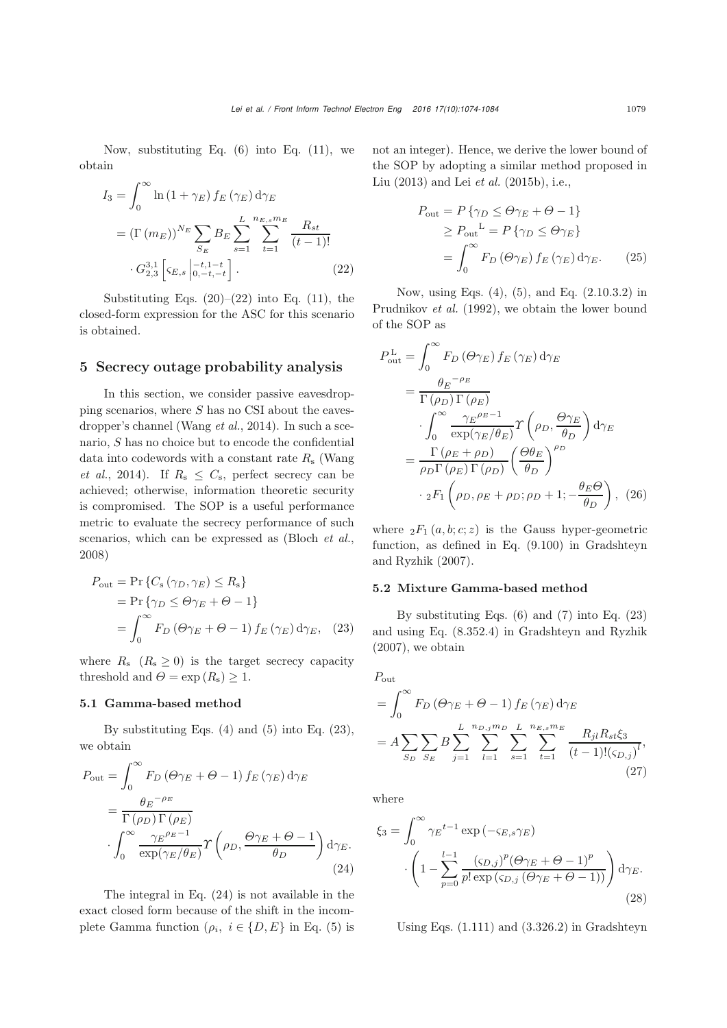Now, substituting Eq. (6) into Eq. (11), we obtain

$$
\begin{aligned}
I_3 &= \int_0^\infty \ln(1+\gamma_E) f_E(\gamma_E) \, \mathrm{d}\gamma_E \\
&= (\Gamma(m_E))^{N_E} \sum_{S_E} B_E \sum_{s=1}^{L} \sum_{t=1}^{n_{E,s} m_E} \frac{R_{st}}{(t-1)!} \\
&\quad \cdot G_{2,3}^{3,1}\left[\varsigma_{E,s} \left|^{-t,1-t}_{0,-t,-t}\right.\right].
\end{aligned} \tag{22}
$$

Substituting Eqs. (20)–(22) into Eq. (11), the closed-form expression for the ASC for this scenario is obtained.

## 5 Secrecy outage probability analysis

In this section, we consider passive eavesdropping scenarios, where $S$ has no CSI about the eavesdropper's channel (Wang *et al.*, 2014). In such a scenario, $S$ has no choice but to encode the confidential data into codewords with a constant rate $R_\mathrm{s}$ (Wang *et al.*, 2014). If $R_\mathrm{s} \le C_\mathrm{s}$, perfect secrecy can be achieved; otherwise, information theoretic security is compromised. The SOP is a useful performance metric to evaluate the secrecy performance of such scenarios, which can be expressed as (Bloch *et al.*, 2008)

$$
\begin{aligned}
P_\mathrm{out} &= \Pr\{C_\mathrm{s}(\gamma_D, \gamma_E) \le R_\mathrm{s}\} \\
&= \Pr\{\gamma_D \le \Theta\gamma_E + \Theta - 1\} \\
&= \int_0^\infty F_D(\Theta\gamma_E + \Theta - 1) f_E(\gamma_E) \, \mathrm{d}\gamma_E,
\end{aligned} \tag{23}
$$

where $R_\mathrm{s}$ ($R_\mathrm{s} \ge 0$) is the target secrecy capacity threshold and $\Theta = \exp(R_\mathrm{s}) \ge 1$.

### 5.1 Gamma-based method

By substituting Eqs. (4) and (5) into Eq. (23), we obtain

$$
\begin{aligned}
P_\mathrm{out} &= \int_0^\infty F_D(\Theta\gamma_E + \Theta - 1) f_E(\gamma_E) \, \mathrm{d}\gamma_E \\
&= \frac{{\theta_E}^{-\rho_E}}{\Gamma(\rho_D)\Gamma(\rho_E)} \\
&\quad \cdot \int_0^\infty \frac{{\gamma_E}^{\rho_E - 1}}{\exp(\gamma_E/\theta_E)} \Upsilon\left(\rho_D, \frac{\Theta\gamma_E + \Theta - 1}{\theta_D}\right) \mathrm{d}\gamma_E.
\end{aligned} \tag{24}
$$

The integral in Eq. (24) is not available in the exact closed form because of the shift in the incomplete Gamma function ($\rho_i$, $i \in \{D, E\}$ in Eq. (5) is not an integer). Hence, we derive the lower bound of the SOP by adopting a similar method proposed in Liu (2013) and Lei *et al.* (2015b), i.e.,

$$
\begin{aligned}
P_\mathrm{out} &= P\{\gamma_D \le \Theta\gamma_E + \Theta - 1\} \\
&\ge {P_\mathrm{out}}^\mathrm{L} = P\{\gamma_D \le \Theta\gamma_E\} \\
&= \int_0^\infty F_D(\Theta\gamma_E) f_E(\gamma_E) \, \mathrm{d}\gamma_E.
\end{aligned} \tag{25}
$$

Now, using Eqs. (4), (5), and Eq. (2.10.3.2) in Prudnikov *et al.* (1992), we obtain the lower bound of the SOP as

$$
\begin{aligned}
P_\mathrm{out}^\mathrm{L} &= \int_0^\infty F_D(\Theta\gamma_E) f_E(\gamma_E) \, \mathrm{d}\gamma_E \\
&= \frac{{\theta_E}^{-\rho_E}}{\Gamma(\rho_D)\Gamma(\rho_E)} \\
&\quad \cdot \int_0^\infty \frac{{\gamma_E}^{\rho_E - 1}}{\exp(\gamma_E/\theta_E)} \Upsilon\left(\rho_D, \frac{\Theta\gamma_E}{\theta_D}\right) \mathrm{d}\gamma_E \\
&= \frac{\Gamma(\rho_E + \rho_D)}{\rho_D \Gamma(\rho_E)\Gamma(\rho_D)} \left(\frac{\Theta\theta_E}{\theta_D}\right)^{\rho_D} \\
&\quad \cdot {}_2F_1\left(\rho_D, \rho_E + \rho_D; \rho_D + 1; -\frac{\theta_E\Theta}{\theta_D}\right),
\end{aligned} \tag{26}
$$

where ${}_2F_1(a, b; c; z)$ is the Gauss hyper-geometric function, as defined in Eq. (9.100) in Gradshteyn and Ryzhik (2007).

### 5.2 Mixture Gamma-based method

By substituting Eqs. (6) and (7) into Eq. (23) and using Eq. (8.352.4) in Gradshteyn and Ryzhik (2007), we obtain

$$
\begin{aligned}
&P_\mathrm{out} \\
&= \int_0^\infty F_D(\Theta\gamma_E + \Theta - 1) f_E(\gamma_E) \, \mathrm{d}\gamma_E \\
&= A \sum_{S_D} \sum_{S_E} B \sum_{j=1}^{L} \sum_{l=1}^{n_{D,j} m_D} \sum_{s=1}^{L} \sum_{t=1}^{n_{E,s} m_E} \frac{R_{jl} R_{st} \xi_3}{(t-1)! (\varsigma_{D,j})^l},
\end{aligned} \tag{27}
$$

where

$$
\begin{aligned}
\xi_3 &= \int_0^\infty {\gamma_E}^{t-1} \exp(-\varsigma_{E,s}\gamma_E) \\
&\quad \cdot \left(1 - \sum_{p=0}^{l-1} \frac{(\varsigma_{D,j})^p (\Theta\gamma_E + \Theta - 1)^p}{p! \exp(\varsigma_{D,j}(\Theta\gamma_E + \Theta - 1))}\right) \mathrm{d}\gamma_E.
\end{aligned} \tag{28}
$$

Using Eqs. (1.111) and (3.326.2) in Gradshteyn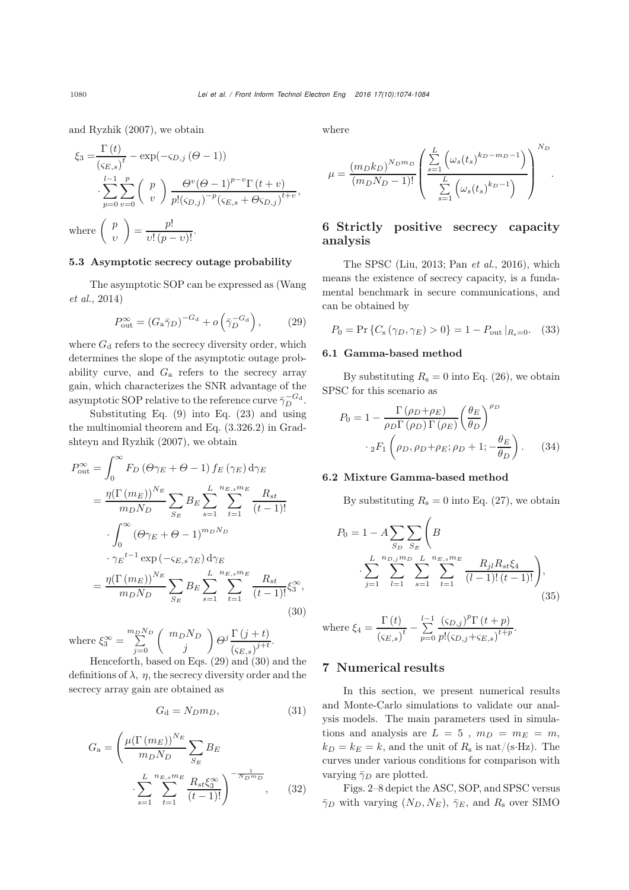and Ryzhik (2007), we obtain

$$\xi_3 = \frac{\Gamma(t)}{(\varsigma_{E,s})^t} - \exp(-\varsigma_{D,j}(\Theta-1)) \cdot \sum_{p=0}^{l-1}\sum_{v=0}^{p} \binom{p}{v} \frac{\Theta^v(\Theta-1)^{p-v}\Gamma(t+v)}{p!(\varsigma_{D,j})^{-p}(\varsigma_{E,s}+\Theta\varsigma_{D,j})^{t+v}},$$

where $\binom{p}{v} = \frac{p!}{v!(p-v)!}$.

### 5.3 Asymptotic secrecy outage probability

The asymptotic SOP can be expressed as (Wang *et al.*, 2014)

$$P_{\text{out}}^{\infty} = (G_{\text{a}}\bar{\gamma}_D)^{-G_{\text{d}}} + o\left(\bar{\gamma}_D^{-G_{\text{d}}}\right), \tag{29}$$

where $G_{\text{d}}$ refers to the secrecy diversity order, which determines the slope of the asymptotic outage probability curve, and $G_{\text{a}}$ refers to the secrecy array gain, which characterizes the SNR advantage of the asymptotic SOP relative to the reference curve $\bar{\gamma}_D^{-G_{\text{d}}}$.

Substituting Eq. (9) into Eq. (23) and using the multinomial theorem and Eq. (3.326.2) in Gradshteyn and Ryzhik (2007), we obtain

$$\begin{aligned}
P_{\text{out}}^{\infty} &= \int_0^{\infty} F_D(\Theta\gamma_E+\Theta-1) f_E(\gamma_E)\,\mathrm{d}\gamma_E \\
&= \frac{\eta(\Gamma(m_E))^{N_E}}{m_D N_D}\sum_{S_E} B_E \sum_{s=1}^{L}\sum_{t=1}^{n_{E,s}m_E}\frac{R_{st}}{(t-1)!} \\
&\quad \cdot \int_0^{\infty}(\Theta\gamma_E+\Theta-1)^{m_D N_D} \\
&\quad \cdot \gamma_E{}^{t-1}\exp(-\varsigma_{E,s}\gamma_E)\,\mathrm{d}\gamma_E \\
&= \frac{\eta(\Gamma(m_E))^{N_E}}{m_D N_D}\sum_{S_E} B_E \sum_{s=1}^{L}\sum_{t=1}^{n_{E,s}m_E}\frac{R_{st}}{(t-1)!}\xi_3^{\infty},
\end{aligned} \tag{30}$$

where $\xi_3^{\infty} = \sum\limits_{j=0}^{m_D N_D}\binom{m_D N_D}{j}\Theta^j\frac{\Gamma(j+t)}{(\varsigma_{E,s})^{j+t}}$.

Henceforth, based on Eqs. (29) and (30) and the definitions of $\lambda$, $\eta$, the secrecy diversity order and the secrecy array gain are obtained as

$$G_{\text{d}} = N_D m_D, \tag{31}$$

$$G_{\text{a}} = \left(\frac{\mu(\Gamma(m_E))^{N_E}}{m_D N_D}\sum_{S_E} B_E \cdot \sum_{s=1}^{L}\sum_{t=1}^{n_{E,s}m_E}\frac{R_{st}\xi_3^{\infty}}{(t-1)!}\right)^{-\frac{1}{N_D m_D}}, \tag{32}$$

where

$$\mu = \frac{(m_D k_D)^{N_D m_D}}{(m_D N_D - 1)!}\left(\frac{\sum\limits_{s=1}^{L}\left(\omega_s(t_s)^{k_D-m_D-1}\right)}{\sum\limits_{s=1}^{L}\left(\omega_s(t_s)^{k_D-1}\right)}\right)^{N_D}.$$

## 6 Strictly positive secrecy capacity analysis

The SPSC (Liu, 2013; Pan *et al.*, 2016), which means the existence of secrecy capacity, is a fundamental benchmark in secure communications, and can be obtained by

$$P_0 = \Pr\{C_{\text{s}}(\gamma_D,\gamma_E)>0\} = 1 - P_{\text{out}}|_{R_{\text{s}}=0}. \tag{33}$$

### 6.1 Gamma-based method

By substituting $R_{\text{s}}=0$ into Eq. (26), we obtain SPSC for this scenario as

$$P_0 = 1 - \frac{\Gamma(\rho_D+\rho_E)}{\rho_D\Gamma(\rho_D)\Gamma(\rho_E)}\left(\frac{\theta_E}{\theta_D}\right)^{\rho_D} \cdot {}_2F_1\left(\rho_D,\rho_D+\rho_E;\rho_D+1;-\frac{\theta_E}{\theta_D}\right). \tag{34}$$

### 6.2 Mixture Gamma-based method

By substituting $R_{\text{s}}=0$ into Eq. (27), we obtain

$$P_0 = 1 - A\sum_{S_D}\sum_{S_E}\left(B \cdot \sum_{j=1}^{L}\sum_{l=1}^{n_{D,j}m_D}\sum_{s=1}^{L}\sum_{t=1}^{n_{E,s}m_E}\frac{R_{jl}R_{st}\xi_4}{(l-1)!(t-1)!}\right), \tag{35}$$

where $\xi_4 = \frac{\Gamma(t)}{(\varsigma_{E,s})^t} - \sum\limits_{p=0}^{l-1}\frac{(\varsigma_{D,j})^p\Gamma(t+p)}{p!(\varsigma_{D,j}+\varsigma_{E,s})^{t+p}}$.

## 7 Numerical results

In this section, we present numerical results and Monte-Carlo simulations to validate our analysis models. The main parameters used in simulations and analysis are $L=5$, $m_D=m_E=m$, $k_D=k_E=k$, and the unit of $R_{\text{s}}$ is nat/(s·Hz). The curves under various conditions for comparison with varying $\bar{\gamma}_D$ are plotted.

Figs. 2–8 depict the ASC, SOP, and SPSC versus $\bar{\gamma}_D$ with varying $(N_D, N_E)$, $\bar{\gamma}_E$, and $R_{\text{s}}$ over SIMO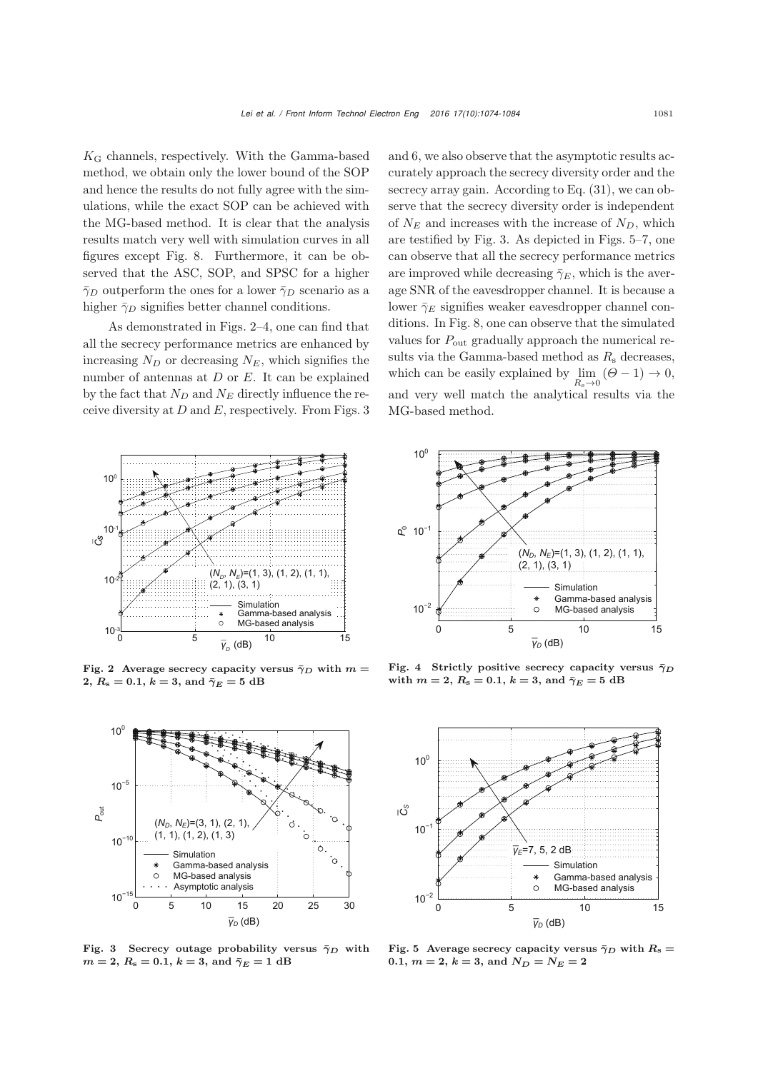$K_G$ channels, respectively. With the Gamma-based method, we obtain only the lower bound of the SOP and hence the results do not fully agree with the simulations, while the exact SOP can be achieved with the MG-based method. It is clear that the analysis results match very well with simulation curves in all figures except Fig. 8. Furthermore, it can be observed that the ASC, SOP, and SPSC for a higher $\bar{\gamma}_D$ outperform the ones for a lower $\bar{\gamma}_D$ scenario as a higher $\bar{\gamma}_D$ signifies better channel conditions.

As demonstrated in Figs. 2–4, one can find that all the secrecy performance metrics are enhanced by increasing $N_D$ or decreasing $N_E$, which signifies the number of antennas at $D$ or $E$. It can be explained by the fact that $N_D$ and $N_E$ directly influence the receive diversity at $D$ and $E$, respectively. From Figs. 3 and 6, we also observe that the asymptotic results accurately approach the secrecy diversity order and the secrecy array gain. According to Eq. (31), we can observe that the secrecy diversity order is independent of $N_E$ and increases with the increase of $N_D$, which are testified by Fig. 3. As depicted in Figs. 5–7, one can observe that all the secrecy performance metrics are improved while decreasing $\bar{\gamma}_E$, which is the average SNR of the eavesdropper channel. It is because a lower $\bar{\gamma}_E$ signifies weaker eavesdropper channel conditions. In Fig. 8, one can observe that the simulated values for $P_{\text{out}}$ gradually approach the numerical results via the Gamma-based method as $R_s$ decreases, which can be easily explained by $\lim_{R_s \to 0} (\Theta - 1) \to 0$, and very well match the analytical results via the MG-based method.

**Fig. 2 Average secrecy capacity versus $\bar{\gamma}_D$ with $m = 2$, $R_s = 0.1$, $k = 3$, and $\bar{\gamma}_E = 5$ dB**

**Fig. 4 Strictly positive secrecy capacity versus $\bar{\gamma}_D$ with $m = 2$, $R_s = 0.1$, $k = 3$, and $\bar{\gamma}_E = 5$ dB**

**Fig. 3 Secrecy outage probability versus $\bar{\gamma}_D$ with $m = 2$, $R_s = 0.1$, $k = 3$, and $\bar{\gamma}_E = 1$ dB**

**Fig. 5 Average secrecy capacity versus $\bar{\gamma}_D$ with $R_s = 0.1$, $m = 2$, $k = 3$, and $N_D = N_E = 2$**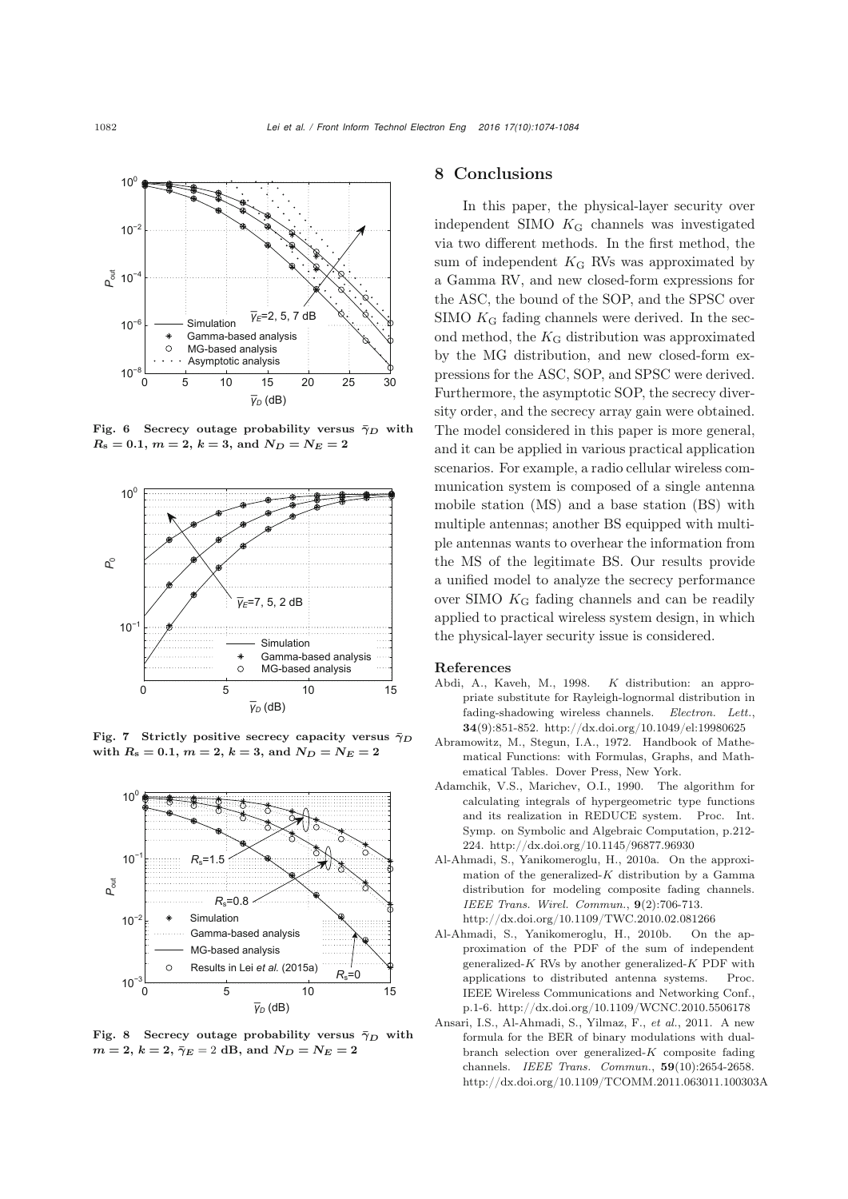Fig. 6 Secrecy outage probability versus $\bar{\gamma}_D$ with $R_s = 0.1$, $m = 2$, $k = 3$, and $N_D = N_E = 2$

Fig. 7 Strictly positive secrecy capacity versus $\bar{\gamma}_D$ with $R_s = 0.1$, $m = 2$, $k = 3$, and $N_D = N_E = 2$

Fig. 8 Secrecy outage probability versus $\bar{\gamma}_D$ with $m = 2$, $k = 2$, $\bar{\gamma}_E = 2$ dB, and $N_D = N_E = 2$

## 8 Conclusions

In this paper, the physical-layer security over independent SIMO $K_G$ channels was investigated via two different methods. In the first method, the sum of independent $K_G$ RVs was approximated by a Gamma RV, and new closed-form expressions for the ASC, the bound of the SOP, and the SPSC over SIMO $K_G$ fading channels were derived. In the second method, the $K_G$ distribution was approximated by the MG distribution, and new closed-form expressions for the ASC, SOP, and SPSC were derived. Furthermore, the asymptotic SOP, the secrecy diversity order, and the secrecy array gain were obtained. The model considered in this paper is more general, and it can be applied in various practical application scenarios. For example, a radio cellular wireless communication system is composed of a single antenna mobile station (MS) and a base station (BS) with multiple antennas; another BS equipped with multiple antennas wants to overhear the information from the MS of the legitimate BS. Our results provide a unified model to analyze the secrecy performance over SIMO $K_G$ fading channels and can be readily applied to practical wireless system design, in which the physical-layer security issue is considered.

## References

Abdi, A., Kaveh, M., 1998. *K* distribution: an appropriate substitute for Rayleigh-lognormal distribution in fading-shadowing wireless channels. *Electron. Lett.*, **34**(9):851-852. http://dx.doi.org/10.1049/el:19980625

Abramowitz, M., Stegun, I.A., 1972. Handbook of Mathematical Functions: with Formulas, Graphs, and Mathematical Tables. Dover Press, New York.

Adamchik, V.S., Marichev, O.I., 1990. The algorithm for calculating integrals of hypergeometric type functions and its realization in REDUCE system. Proc. Int. Symp. on Symbolic and Algebraic Computation, p.212-224. http://dx.doi.org/10.1145/96877.96930

Al-Ahmadi, S., Yanikomeroglu, H., 2010a. On the approximation of the generalized-*K* distribution by a Gamma distribution for modeling composite fading channels. *IEEE Trans. Wirel. Commun.*, **9**(2):706-713. http://dx.doi.org/10.1109/TWC.2010.02.081266

Al-Ahmadi, S., Yanikomeroglu, H., 2010b. On the approximation of the PDF of the sum of independent generalized-*K* RVs by another generalized-*K* PDF with applications to distributed antenna systems. Proc. IEEE Wireless Communications and Networking Conf., p.1-6. http://dx.doi.org/10.1109/WCNC.2010.5506178

Ansari, I.S., Al-Ahmadi, S., Yilmaz, F., *et al.*, 2011. A new formula for the BER of binary modulations with dual-branch selection over generalized-*K* composite fading channels. *IEEE Trans. Commun.*, **59**(10):2654-2658. http://dx.doi.org/10.1109/TCOMM.2011.063011.100303A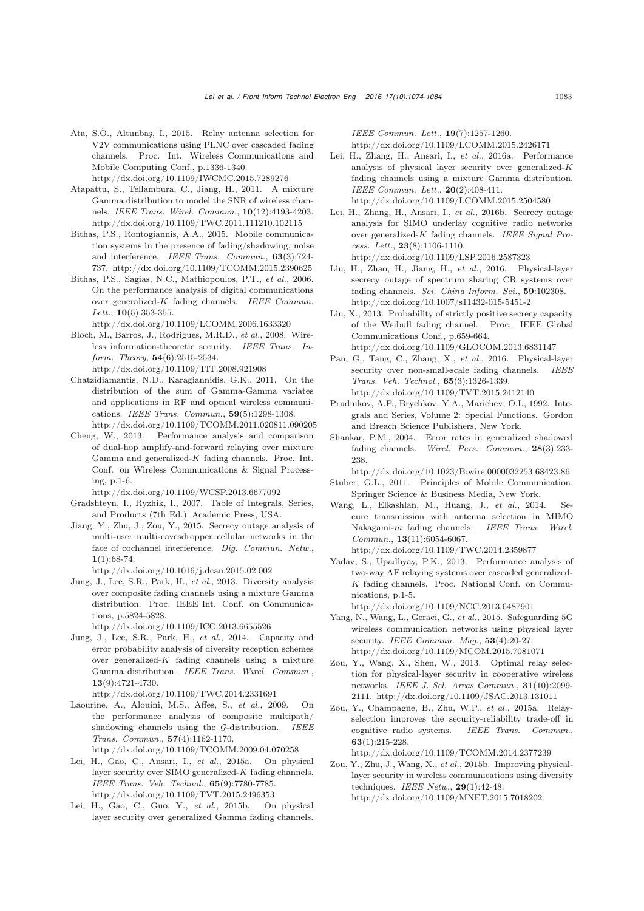Ata, S.Ö., Altunbaş, İ., 2015. Relay antenna selection for V2V communications using PLNC over cascaded fading channels. Proc. Int. Wireless Communications and Mobile Computing Conf., p.1336-1340. http://dx.doi.org/10.1109/IWCMC.2015.7289276

Atapattu, S., Tellambura, C., Jiang, H., 2011. A mixture Gamma distribution to model the SNR of wireless channels. *IEEE Trans. Wirel. Commun.*, **10**(12):4193-4203. http://dx.doi.org/10.1109/TWC.2011.111210.102115

Bithas, P.S., Rontogiannis, A.A., 2015. Mobile communication systems in the presence of fading/shadowing, noise and interference. *IEEE Trans. Commun.*, **63**(3):724-737. http://dx.doi.org/10.1109/TCOMM.2015.2390625

Bithas, P.S., Sagias, N.C., Mathiopoulos, P.T., *et al.*, 2006. On the performance analysis of digital communications over generalized-$K$ fading channels. *IEEE Commun. Lett.*, **10**(5):353-355. http://dx.doi.org/10.1109/LCOMM.2006.1633320

Bloch, M., Barros, J., Rodrigues, M.R.D., *et al.*, 2008. Wireless information-theoretic security. *IEEE Trans. Inform. Theory*, **54**(6):2515-2534. http://dx.doi.org/10.1109/TIT.2008.921908

Chatzidiamantis, N.D., Karagiannidis, G.K., 2011. On the distribution of the sum of Gamma-Gamma variates and applications in RF and optical wireless communications. *IEEE Trans. Commun.*, **59**(5):1298-1308. http://dx.doi.org/10.1109/TCOMM.2011.020811.090205

Cheng, W., 2013. Performance analysis and comparison of dual-hop amplify-and-forward relaying over mixture Gamma and generalized-$K$ fading channels. Proc. Int. Conf. on Wireless Communications & Signal Processing, p.1-6. http://dx.doi.org/10.1109/WCSP.2013.6677092

Gradshteyn, I., Ryzhik, I., 2007. Table of Integrals, Series, and Products (7th Ed.) Academic Press, USA.

Jiang, Y., Zhu, J., Zou, Y., 2015. Secrecy outage analysis of multi-user multi-eavesdropper cellular networks in the face of cochannel interference. *Dig. Commun. Netw.*, **1**(1):68-74. http://dx.doi.org/10.1016/j.dcan.2015.02.002

Jung, J., Lee, S.R., Park, H., *et al.*, 2013. Diversity analysis over composite fading channels using a mixture Gamma distribution. Proc. IEEE Int. Conf. on Communications, p.5824-5828. http://dx.doi.org/10.1109/ICC.2013.6655526

Jung, J., Lee, S.R., Park, H., *et al.*, 2014. Capacity and error probability analysis of diversity reception schemes over generalized-$K$ fading channels using a mixture Gamma distribution. *IEEE Trans. Wirel. Commun.*, **13**(9):4721-4730. http://dx.doi.org/10.1109/TWC.2014.2331691

Laourine, A., Alouini, M.S., Affes, S., *et al.*, 2009. On the performance analysis of composite multipath/shadowing channels using the $\mathcal{G}$-distribution. *IEEE Trans. Commun.*, **57**(4):1162-1170. http://dx.doi.org/10.1109/TCOMM.2009.04.070258

Lei, H., Gao, C., Ansari, I., *et al.*, 2015a. On physical layer security over SIMO generalized-$K$ fading channels. *IEEE Trans. Veh. Technol.*, **65**(9):7780-7785. http://dx.doi.org/10.1109/TVT.2015.2496353

Lei, H., Gao, C., Guo, Y., *et al.*, 2015b. On physical layer security over generalized Gamma fading channels. *IEEE Commun. Lett.*, **19**(7):1257-1260. http://dx.doi.org/10.1109/LCOMM.2015.2426171

Lei, H., Zhang, H., Ansari, I., *et al.*, 2016a. Performance analysis of physical layer security over generalized-$K$ fading channels using a mixture Gamma distribution. *IEEE Commun. Lett.*, **20**(2):408-411. http://dx.doi.org/10.1109/LCOMM.2015.2504580

Lei, H., Zhang, H., Ansari, I., *et al.*, 2016b. Secrecy outage analysis for SIMO underlay cognitive radio networks over generalized-$K$ fading channels. *IEEE Signal Process. Lett.*, **23**(8):1106-1110. http://dx.doi.org/10.1109/LSP.2016.2587323

Liu, H., Zhao, H., Jiang, H., *et al.*, 2016. Physical-layer secrecy outage of spectrum sharing CR systems over fading channels. *Sci. China Inform. Sci.*, **59**:102308. http://dx.doi.org/10.1007/s11432-015-5451-2

Liu, X., 2013. Probability of strictly positive secrecy capacity of the Weibull fading channel. Proc. IEEE Global Communications Conf., p.659-664. http://dx.doi.org/10.1109/GLOCOM.2013.6831147

Pan, G., Tang, C., Zhang, X., *et al.*, 2016. Physical-layer security over non-small-scale fading channels. *IEEE Trans. Veh. Technol.*, **65**(3):1326-1339. http://dx.doi.org/10.1109/TVT.2015.2412140

Prudnikov, A.P., Brychkov, Y.A., Marichev, O.I., 1992. Integrals and Series, Volume 2: Special Functions. Gordon and Breach Science Publishers, New York.

Shankar, P.M., 2004. Error rates in generalized shadowed fading channels. *Wirel. Pers. Commun.*, **28**(3):233-238. http://dx.doi.org/10.1023/B:wire.0000032253.68423.86

Stuber, G.L., 2011. Principles of Mobile Communication. Springer Science & Business Media, New York.

Wang, L., Elkashlan, M., Huang, J., *et al.*, 2014. Secure transmission with antenna selection in MIMO Nakagami-$m$ fading channels. *IEEE Trans. Wirel. Commun.*, **13**(11):6054-6067. http://dx.doi.org/10.1109/TWC.2014.2359877

Yadav, S., Upadhyay, P.K., 2013. Performance analysis of two-way AF relaying systems over cascaded generalized-$K$ fading channels. Proc. National Conf. on Communications, p.1-5. http://dx.doi.org/10.1109/NCC.2013.6487901

Yang, N., Wang, L., Geraci, G., *et al.*, 2015. Safeguarding 5G wireless communication networks using physical layer security. *IEEE Commun. Mag.*, **53**(4):20-27. http://dx.doi.org/10.1109/MCOM.2015.7081071

Zou, Y., Wang, X., Shen, W., 2013. Optimal relay selection for physical-layer security in cooperative wireless networks. *IEEE J. Sel. Areas Commun.*, **31**(10):2099-2111. http://dx.doi.org/10.1109/JSAC.2013.131011

Zou, Y., Champagne, B., Zhu, W.P., *et al.*, 2015a. Relay-selection improves the security-reliability trade-off in cognitive radio systems. *IEEE Trans. Commun.*, **63**(1):215-228. http://dx.doi.org/10.1109/TCOMM.2014.2377239

Zou, Y., Zhu, J., Wang, X., *et al.*, 2015b. Improving physical-layer security in wireless communications using diversity techniques. *IEEE Netw.*, **29**(1):42-48. http://dx.doi.org/10.1109/MNET.2015.7018202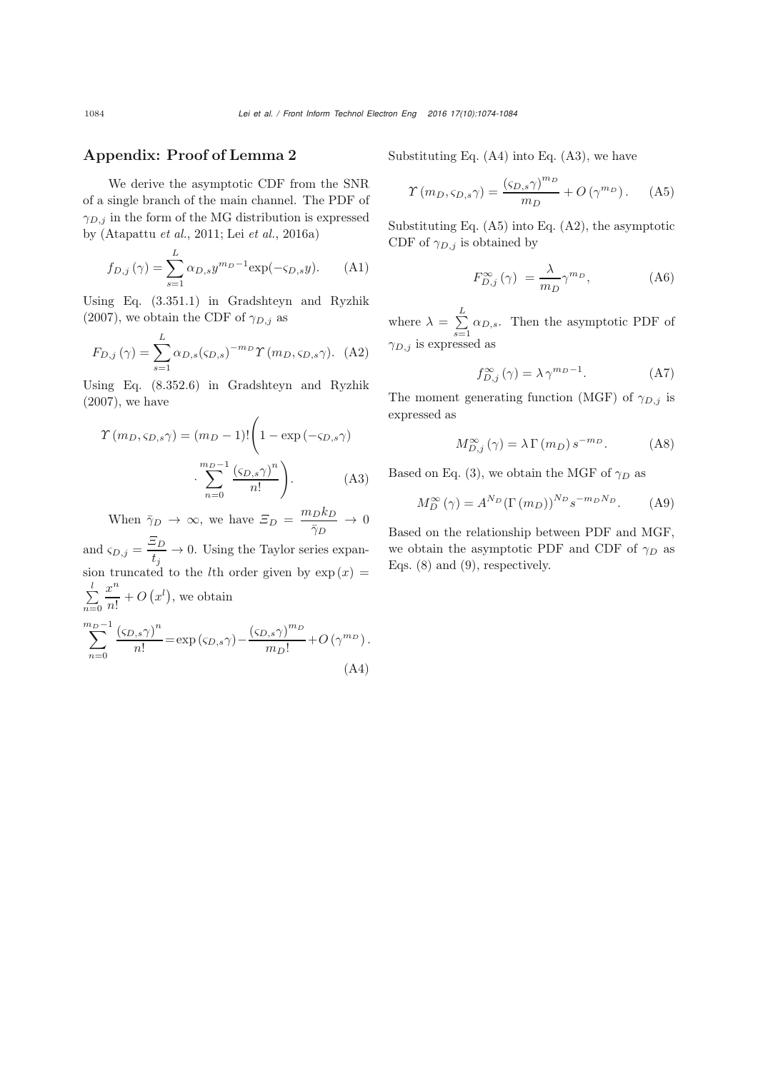## Appendix: Proof of Lemma 2

We derive the asymptotic CDF from the SNR of a single branch of the main channel. The PDF of $\gamma_{D,j}$ in the form of the MG distribution is expressed by (Atapattu *et al.*, 2011; Lei *et al.*, 2016a)

$$f_{D,j}(\gamma) = \sum_{s=1}^{L} \alpha_{D,s} y^{m_D - 1} \exp(-\varsigma_{D,s} y). \tag{A1}$$

Using Eq. (3.351.1) in Gradshteyn and Ryzhik (2007), we obtain the CDF of $\gamma_{D,j}$ as

$$F_{D,j}(\gamma) = \sum_{s=1}^{L} \alpha_{D,s} (\varsigma_{D,s})^{-m_D} \Upsilon(m_D, \varsigma_{D,s}\gamma). \tag{A2}$$

Using Eq. (8.352.6) in Gradshteyn and Ryzhik (2007), we have

$$\Upsilon(m_D, \varsigma_{D,s}\gamma) = (m_D - 1)! \left( 1 - \exp(-\varsigma_{D,s}\gamma) \cdot \sum_{n=0}^{m_D - 1} \frac{(\varsigma_{D,s}\gamma)^n}{n!} \right). \tag{A3}$$

When $\bar{\gamma}_D \to \infty$, we have $\Xi_D = \frac{m_D k_D}{\bar{\gamma}_D} \to 0$ and $\varsigma_{D,j} = \frac{\Xi_D}{t_j} \to 0$. Using the Taylor series expansion truncated to the $l$th order given by $\exp(x) = \sum_{n=0}^{l} \frac{x^n}{n!} + O(x^l)$, we obtain

$$\sum_{n=0}^{m_D - 1} \frac{(\varsigma_{D,s}\gamma)^n}{n!} = \exp(\varsigma_{D,s}\gamma) - \frac{(\varsigma_{D,s}\gamma)^{m_D}}{m_D!} + O(\gamma^{m_D}). \tag{A4}$$

Substituting Eq. (A4) into Eq. (A3), we have

$$\Upsilon(m_D, \varsigma_{D,s}\gamma) = \frac{(\varsigma_{D,s}\gamma)^{m_D}}{m_D} + O(\gamma^{m_D}). \tag{A5}$$

Substituting Eq. (A5) into Eq. (A2), the asymptotic CDF of $\gamma_{D,j}$ is obtained by

$$F_{D,j}^{\infty}(\gamma) = \frac{\lambda}{m_D} \gamma^{m_D}, \tag{A6}$$

where $\lambda = \sum_{s=1}^{L} \alpha_{D,s}$. Then the asymptotic PDF of $\gamma_{D,j}$ is expressed as

$$f_{D,j}^{\infty}(\gamma) = \lambda \gamma^{m_D - 1}. \tag{A7}$$

The moment generating function (MGF) of $\gamma_{D,j}$ is expressed as

$$M_{D,j}^{\infty}(\gamma) = \lambda \Gamma(m_D) s^{-m_D}. \tag{A8}$$

Based on Eq. (3), we obtain the MGF of $\gamma_D$ as

$$M_D^{\infty}(\gamma) = A^{N_D} (\Gamma(m_D))^{N_D} s^{-m_D N_D}. \tag{A9}$$

Based on the relationship between PDF and MGF, we obtain the asymptotic PDF and CDF of $\gamma_D$ as Eqs. (8) and (9), respectively.